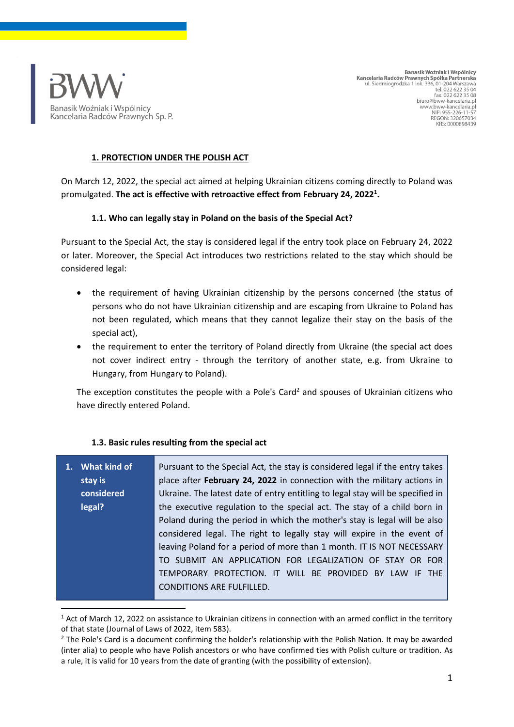Banasik Woźniak i Wspólnicy
Kancelaria Radców Prawnych Sp. P.

**Banasik Woźniak i Wspólnicy**
**Kancelaria Radców Prawnych Spółka Partnerska**
ul. Siedmiogrodzka 1 lok. 336, 01-204 Warszawa
tel. 022 622 35 04
fax. 022 622 35 08
biuro@bww-kancelaria.pl
www.bww-kancelaria.pl
NIP: 955-226-11-57
REGON: 320657034
KRS: 0000898439

## 1. PROTECTION UNDER THE POLISH ACT

On March 12, 2022, the special act aimed at helping Ukrainian citizens coming directly to Poland was promulgated. **The act is effective with retroactive effect from February 24, 2022[1].**

### 1.1. Who can legally stay in Poland on the basis of the Special Act?

Pursuant to the Special Act, the stay is considered legal if the entry took place on February 24, 2022 or later. Moreover, the Special Act introduces two restrictions related to the stay which should be considered legal:

- the requirement of having Ukrainian citizenship by the persons concerned (the status of persons who do not have Ukrainian citizenship and are escaping from Ukraine to Poland has not been regulated, which means that they cannot legalize their stay on the basis of the special act),
- the requirement to enter the territory of Poland directly from Ukraine (the special act does not cover indirect entry - through the territory of another state, e.g. from Ukraine to Hungary, from Hungary to Poland).

The exception constitutes the people with a Pole's Card[2] and spouses of Ukrainian citizens who have directly entered Poland.

### 1.3. Basic rules resulting from the special act

| | |
|---|---|
| **1. What kind of stay is considered legal?** | Pursuant to the Special Act, the stay is considered legal if the entry takes place after **February 24, 2022** in connection with the military actions in Ukraine. The latest date of entry entitling to legal stay will be specified in the executive regulation to the special act. The stay of a child born in Poland during the period in which the mother's stay is legal will be also considered legal. The right to legally stay will expire in the event of leaving Poland for a period of more than 1 month. IT IS NOT NECESSARY TO SUBMIT AN APPLICATION FOR LEGALIZATION OF STAY OR FOR TEMPORARY PROTECTION. IT WILL BE PROVIDED BY LAW IF THE CONDITIONS ARE FULFILLED. |

[1] Act of March 12, 2022 on assistance to Ukrainian citizens in connection with an armed conflict in the territory of that state (Journal of Laws of 2022, item 583).

[2] The Pole's Card is a document confirming the holder's relationship with the Polish Nation. It may be awarded (inter alia) to people who have Polish ancestors or who have confirmed ties with Polish culture or tradition. As a rule, it is valid for 10 years from the date of granting (with the possibility of extension).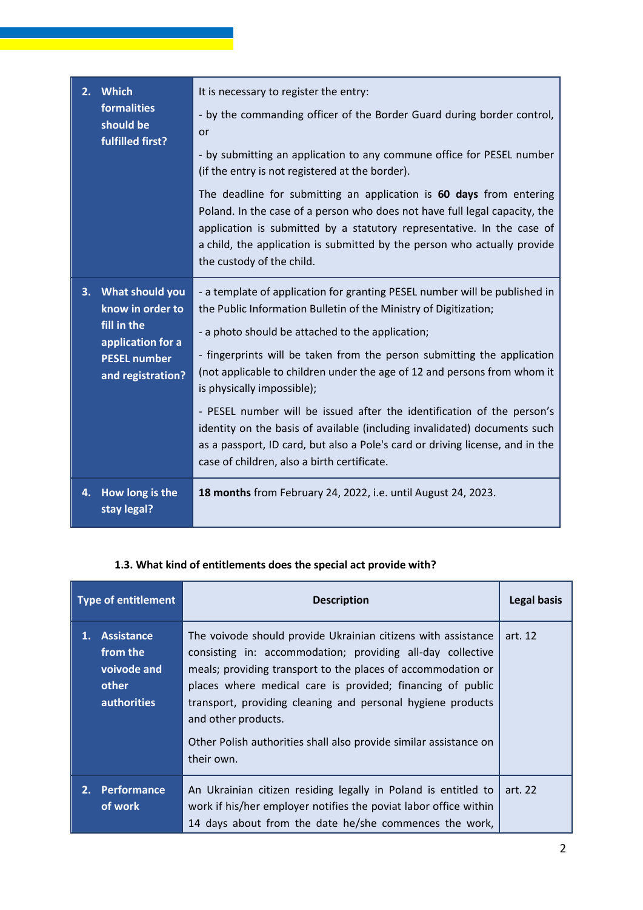| | |
|---|---|
| **2. Which formalities should be fulfilled first?** | It is necessary to register the entry:<br><br>- by the commanding officer of the Border Guard during border control, or<br><br>- by submitting an application to any commune office for PESEL number (if the entry is not registered at the border).<br><br>The deadline for submitting an application is **60 days** from entering Poland. In the case of a person who does not have full legal capacity, the application is submitted by a statutory representative. In the case of a child, the application is submitted by the person who actually provide the custody of the child. |
| **3. What should you know in order to fill in the application for a PESEL number and registration?** | - a template of application for granting PESEL number will be published in the Public Information Bulletin of the Ministry of Digitization;<br><br>- a photo should be attached to the application;<br><br>- fingerprints will be taken from the person submitting the application (not applicable to children under the age of 12 and persons from whom it is physically impossible);<br><br>- PESEL number will be issued after the identification of the person's identity on the basis of available (including invalidated) documents such as a passport, ID card, but also a Pole's card or driving license, and in the case of children, also a birth certificate. |
| **4. How long is the stay legal?** | **18 months** from February 24, 2022, i.e. until August 24, 2023. |

### 1.3. What kind of entitlements does the special act provide with?

| Type of entitlement | Description | Legal basis |
|---|---|---|
| **1. Assistance from the voivode and other authorities** | The voivode should provide Ukrainian citizens with assistance consisting in: accommodation; providing all-day collective meals; providing transport to the places of accommodation or places where medical care is provided; financing of public transport, providing cleaning and personal hygiene products and other products.<br><br>Other Polish authorities shall also provide similar assistance on their own. | art. 12 |
| **2. Performance of work** | An Ukrainian citizen residing legally in Poland is entitled to work if his/her employer notifies the poviat labor office within 14 days about from the date he/she commences the work, | art. 22 |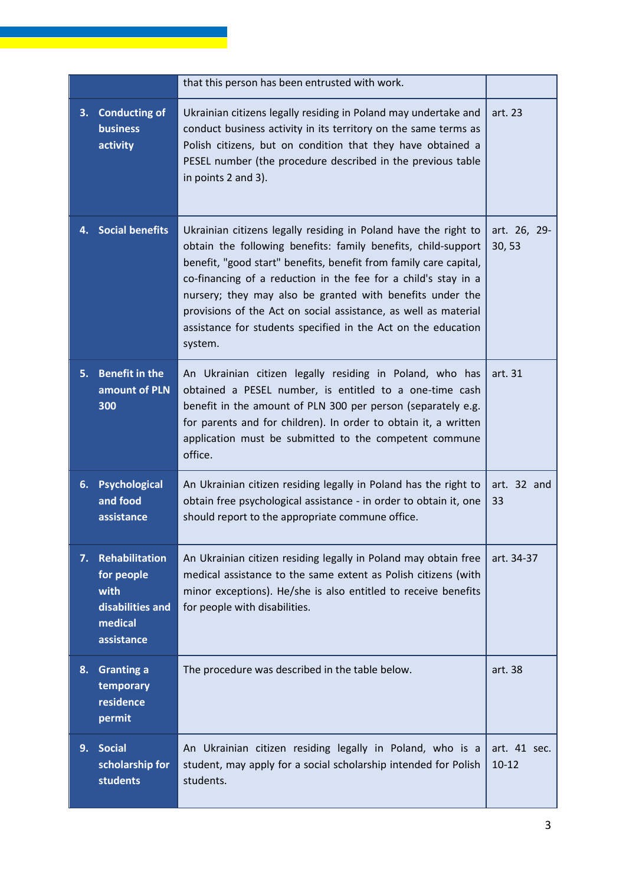| | | |
|---|---|---|
| | that this person has been entrusted with work. | |
| **3. Conducting of business activity** | Ukrainian citizens legally residing in Poland may undertake and conduct business activity in its territory on the same terms as Polish citizens, but on condition that they have obtained a PESEL number (the procedure described in the previous table in points 2 and 3). | art. 23 |
| **4. Social benefits** | Ukrainian citizens legally residing in Poland have the right to obtain the following benefits: family benefits, child-support benefit, "good start" benefits, benefit from family care capital, co-financing of a reduction in the fee for a child's stay in a nursery; they may also be granted with benefits under the provisions of the Act on social assistance, as well as material assistance for students specified in the Act on the education system. | art. 26, 29-30, 53 |
| **5. Benefit in the amount of PLN 300** | An Ukrainian citizen legally residing in Poland, who has obtained a PESEL number, is entitled to a one-time cash benefit in the amount of PLN 300 per person (separately e.g. for parents and for children). In order to obtain it, a written application must be submitted to the competent commune office. | art. 31 |
| **6. Psychological and food assistance** | An Ukrainian citizen residing legally in Poland has the right to obtain free psychological assistance - in order to obtain it, one should report to the appropriate commune office. | art. 32 and 33 |
| **7. Rehabilitation for people with disabilities and medical assistance** | An Ukrainian citizen residing legally in Poland may obtain free medical assistance to the same extent as Polish citizens (with minor exceptions). He/she is also entitled to receive benefits for people with disabilities. | art. 34-37 |
| **8. Granting a temporary residence permit** | The procedure was described in the table below. | art. 38 |
| **9. Social scholarship for students** | An Ukrainian citizen residing legally in Poland, who is a student, may apply for a social scholarship intended for Polish students. | art. 41 sec. 10-12 |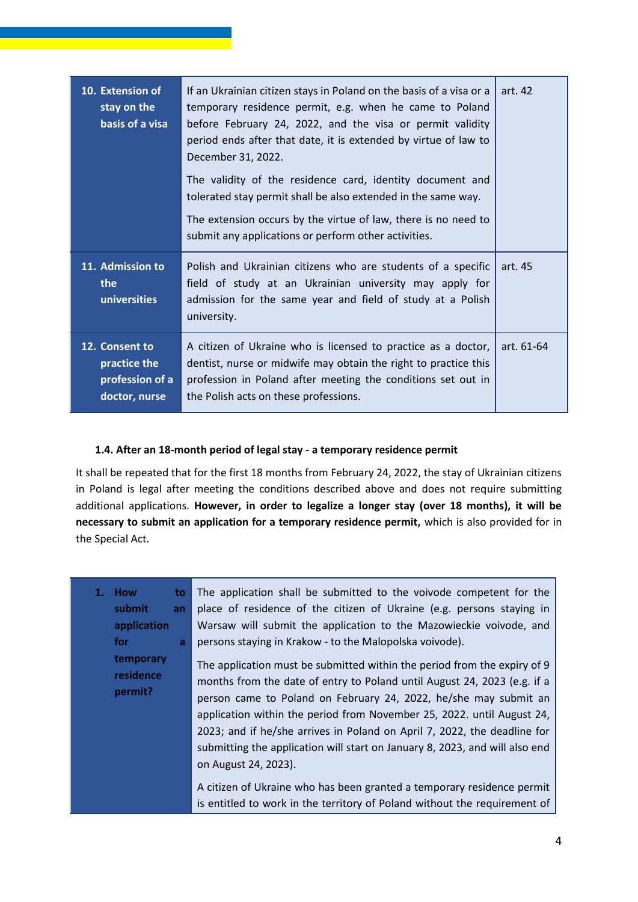| | | |
|---|---|---|
| **10. Extension of stay on the basis of a visa** | If an Ukrainian citizen stays in Poland on the basis of a visa or a temporary residence permit, e.g. when he came to Poland before February 24, 2022, and the visa or permit validity period ends after that date, it is extended by virtue of law to December 31, 2022.<br><br>The validity of the residence card, identity document and tolerated stay permit shall be also extended in the same way.<br><br>The extension occurs by the virtue of law, there is no need to submit any applications or perform other activities. | art. 42 |
| **11. Admission to the universities** | Polish and Ukrainian citizens who are students of a specific field of study at an Ukrainian university may apply for admission for the same year and field of study at a Polish university. | art. 45 |
| **12. Consent to practice the profession of a doctor, nurse** | A citizen of Ukraine who is licensed to practice as a doctor, dentist, nurse or midwife may obtain the right to practice this profession in Poland after meeting the conditions set out in the Polish acts on these professions. | art. 61-64 |

### 1.4. After an 18-month period of legal stay - a temporary residence permit

It shall be repeated that for the first 18 months from February 24, 2022, the stay of Ukrainian citizens in Poland is legal after meeting the conditions described above and does not require submitting additional applications. **However, in order to legalize a longer stay (over 18 months), it will be necessary to submit an application for a temporary residence permit,** which is also provided for in the Special Act.

| | |
|---|---|
| **1. How to submit an application for a temporary residence permit?** | The application shall be submitted to the voivode competent for the place of residence of the citizen of Ukraine (e.g. persons staying in Warsaw will submit the application to the Mazowieckie voivode, and persons staying in Krakow - to the Malopolska voivode).<br><br>The application must be submitted within the period from the expiry of 9 months from the date of entry to Poland until August 24, 2023 (e.g. if a person came to Poland on February 24, 2022, he/she may submit an application within the period from November 25, 2022. until August 24, 2023; and if he/she arrives in Poland on April 7, 2022, the deadline for submitting the application will start on January 8, 2023, and will also end on August 24, 2023).<br><br>A citizen of Ukraine who has been granted a temporary residence permit is entitled to work in the territory of Poland without the requirement of |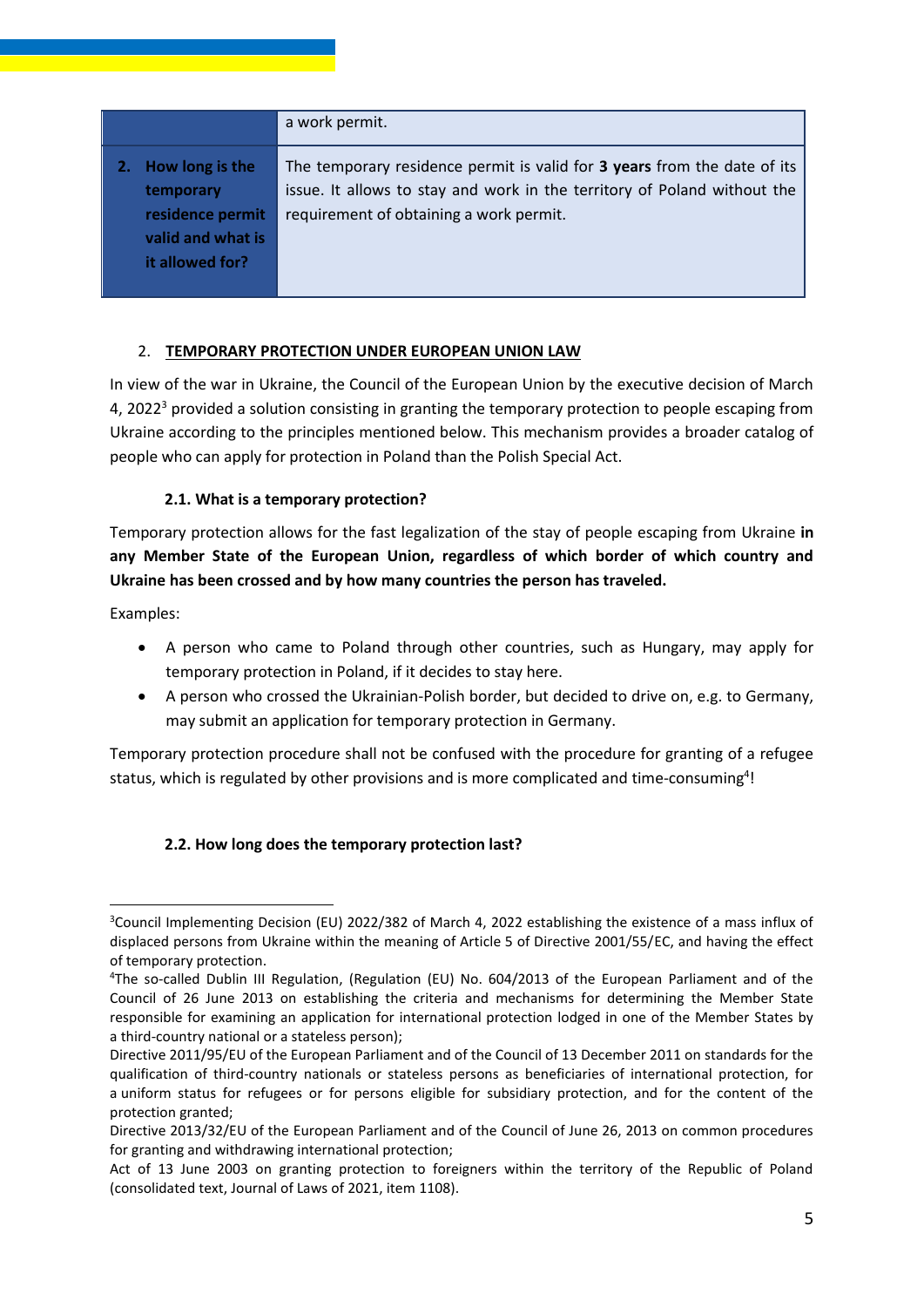| | |
|---|---|
| | a work permit. |
| **2. How long is the temporary residence permit valid and what is it allowed for?** | The temporary residence permit is valid for **3 years** from the date of its issue. It allows to stay and work in the territory of Poland without the requirement of obtaining a work permit. |

## 2. TEMPORARY PROTECTION UNDER EUROPEAN UNION LAW

In view of the war in Ukraine, the Council of the European Union by the executive decision of March 4, 2022[3] provided a solution consisting in granting the temporary protection to people escaping from Ukraine according to the principles mentioned below. This mechanism provides a broader catalog of people who can apply for protection in Poland than the Polish Special Act.

### 2.1. What is a temporary protection?

Temporary protection allows for the fast legalization of the stay of people escaping from Ukraine **in any Member State of the European Union, regardless of which border of which country and Ukraine has been crossed and by how many countries the person has traveled.**

Examples:

- A person who came to Poland through other countries, such as Hungary, may apply for temporary protection in Poland, if it decides to stay here.
- A person who crossed the Ukrainian-Polish border, but decided to drive on, e.g. to Germany, may submit an application for temporary protection in Germany.

Temporary protection procedure shall not be confused with the procedure for granting of a refugee status, which is regulated by other provisions and is more complicated and time-consuming[4]!

### 2.2. How long does the temporary protection last?

---

[3] Council Implementing Decision (EU) 2022/382 of March 4, 2022 establishing the existence of a mass influx of displaced persons from Ukraine within the meaning of Article 5 of Directive 2001/55/EC, and having the effect of temporary protection.

[4] The so-called Dublin III Regulation, (Regulation (EU) No. 604/2013 of the European Parliament and of the Council of 26 June 2013 on establishing the criteria and mechanisms for determining the Member State responsible for examining an application for international protection lodged in one of the Member States by a third-country national or a stateless person);

Directive 2011/95/EU of the European Parliament and of the Council of 13 December 2011 on standards for the qualification of third-country nationals or stateless persons as beneficiaries of international protection, for a uniform status for refugees or for persons eligible for subsidiary protection, and for the content of the protection granted;

Directive 2013/32/EU of the European Parliament and of the Council of June 26, 2013 on common procedures for granting and withdrawing international protection;

Act of 13 June 2003 on granting protection to foreigners within the territory of the Republic of Poland (consolidated text, Journal of Laws of 2021, item 1108).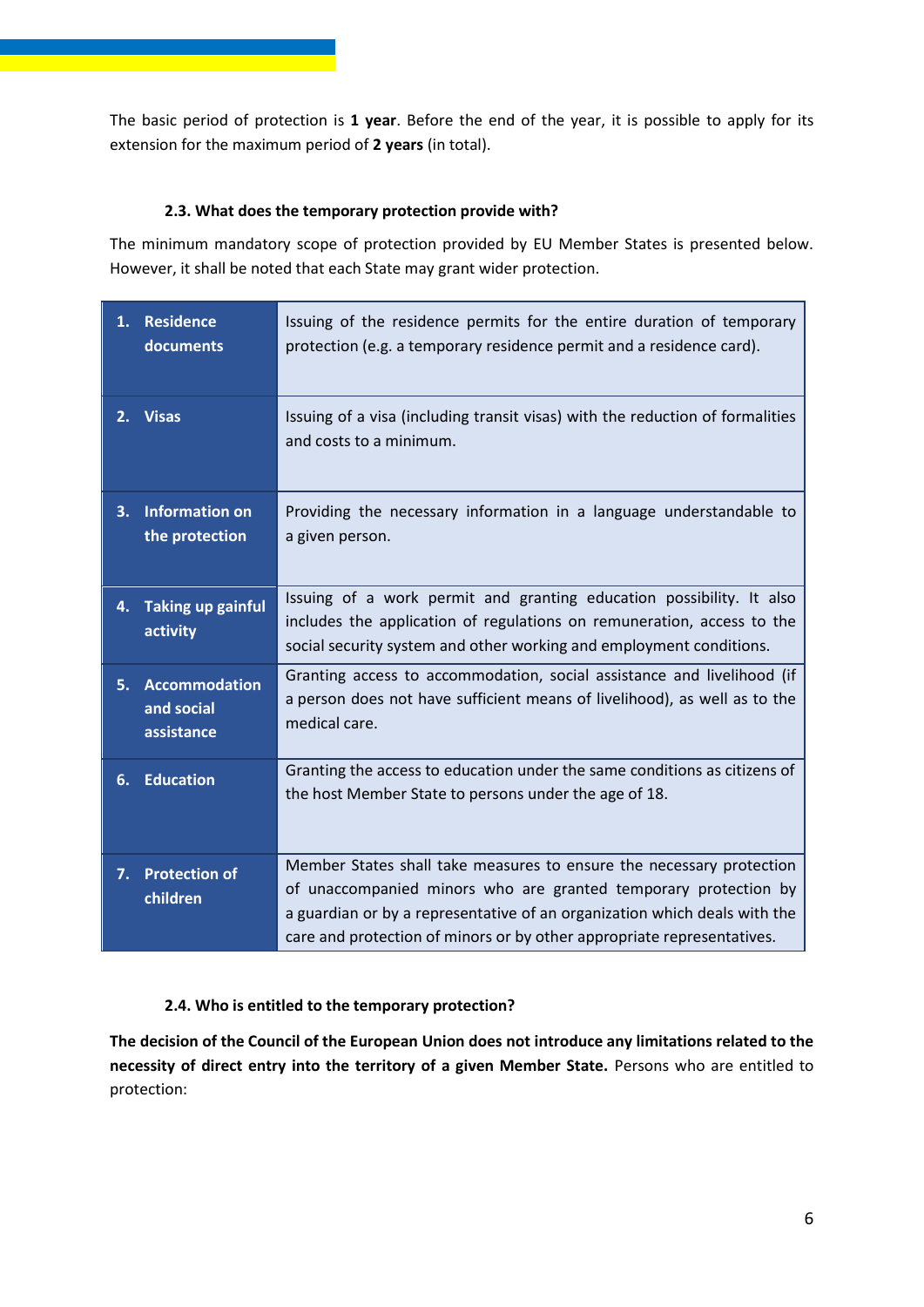The basic period of protection is **1 year**. Before the end of the year, it is possible to apply for its extension for the maximum period of **2 years** (in total).

### 2.3. What does the temporary protection provide with?

The minimum mandatory scope of protection provided by EU Member States is presented below. However, it shall be noted that each State may grant wider protection.

| | |
|---|---|
| **1. Residence documents** | Issuing of the residence permits for the entire duration of temporary protection (e.g. a temporary residence permit and a residence card). |
| **2. Visas** | Issuing of a visa (including transit visas) with the reduction of formalities and costs to a minimum. |
| **3. Information on the protection** | Providing the necessary information in a language understandable to a given person. |
| **4. Taking up gainful activity** | Issuing of a work permit and granting education possibility. It also includes the application of regulations on remuneration, access to the social security system and other working and employment conditions. |
| **5. Accommodation and social assistance** | Granting access to accommodation, social assistance and livelihood (if a person does not have sufficient means of livelihood), as well as to the medical care. |
| **6. Education** | Granting the access to education under the same conditions as citizens of the host Member State to persons under the age of 18. |
| **7. Protection of children** | Member States shall take measures to ensure the necessary protection of unaccompanied minors who are granted temporary protection by a guardian or by a representative of an organization which deals with the care and protection of minors or by other appropriate representatives. |

### 2.4. Who is entitled to the temporary protection?

**The decision of the Council of the European Union does not introduce any limitations related to the necessity of direct entry into the territory of a given Member State.** Persons who are entitled to protection: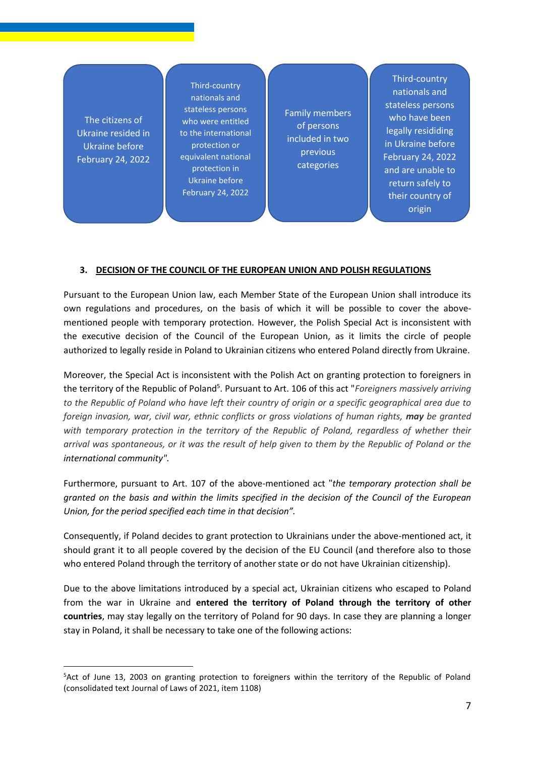- The citizens of Ukraine resided in Ukraine before February 24, 2022
- Third-country nationals and stateless persons who were entitled to the international protection or equivalent national protection in Ukraine before February 24, 2022
- Family members of persons included in two previous categories
- Third-country nationals and stateless persons who have been legally resididing in Ukraine before February 24, 2022 and are unable to return safely to their country of origin

### 3. DECISION OF THE COUNCIL OF THE EUROPEAN UNION AND POLISH REGULATIONS

Pursuant to the European Union law, each Member State of the European Union shall introduce its own regulations and procedures, on the basis of which it will be possible to cover the above-mentioned people with temporary protection. However, the Polish Special Act is inconsistent with the executive decision of the Council of the European Union, as it limits the circle of people authorized to legally reside in Poland to Ukrainian citizens who entered Poland directly from Ukraine.

Moreover, the Special Act is inconsistent with the Polish Act on granting protection to foreigners in the territory of the Republic of Poland[5]. Pursuant to Art. 106 of this act "*Foreigners massively arriving to the Republic of Poland who have left their country of origin or a specific geographical area due to foreign invasion, war, civil war, ethnic conflicts or gross violations of human rights, **may** be granted with temporary protection in the territory of the Republic of Poland, regardless of whether their arrival was spontaneous, or it was the result of help given to them by the Republic of Poland or the international community".*

Furthermore, pursuant to Art. 107 of the above-mentioned act "*the temporary protection shall be granted on the basis and within the limits specified in the decision of the Council of the European Union, for the period specified each time in that decision".*

Consequently, if Poland decides to grant protection to Ukrainians under the above-mentioned act, it should grant it to all people covered by the decision of the EU Council (and therefore also to those who entered Poland through the territory of another state or do not have Ukrainian citizenship).

Due to the above limitations introduced by a special act, Ukrainian citizens who escaped to Poland from the war in Ukraine and **entered the territory of Poland through the territory of other countries**, may stay legally on the territory of Poland for 90 days. In case they are planning a longer stay in Poland, it shall be necessary to take one of the following actions:

---

[5] Act of June 13, 2003 on granting protection to foreigners within the territory of the Republic of Poland (consolidated text Journal of Laws of 2021, item 1108)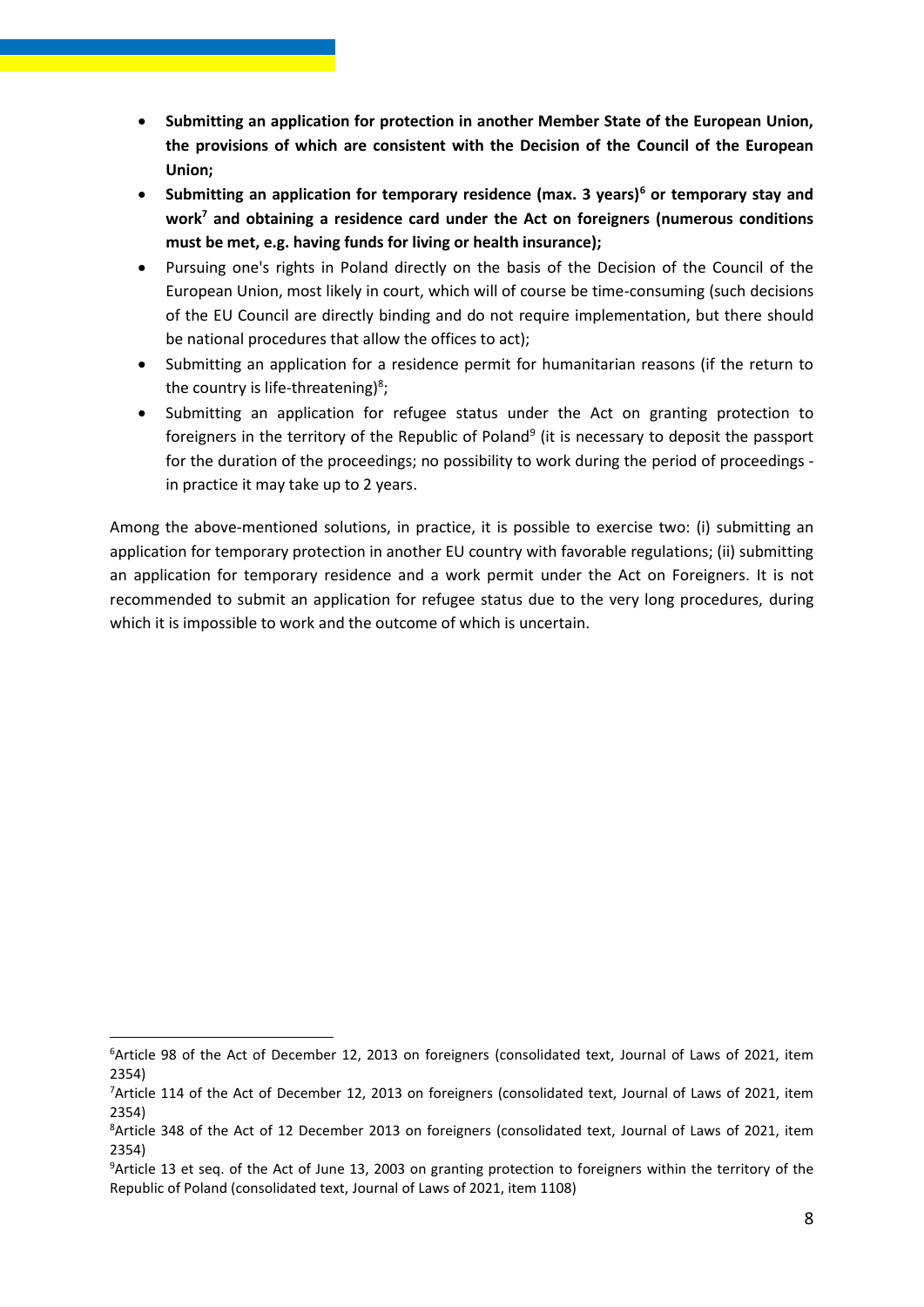- **Submitting an application for protection in another Member State of the European Union, the provisions of which are consistent with the Decision of the Council of the European Union;**
- **Submitting an application for temporary residence (max. 3 years)[6] or temporary stay and work[7] and obtaining a residence card under the Act on foreigners (numerous conditions must be met, e.g. having funds for living or health insurance);**
- Pursuing one's rights in Poland directly on the basis of the Decision of the Council of the European Union, most likely in court, which will of course be time-consuming (such decisions of the EU Council are directly binding and do not require implementation, but there should be national procedures that allow the offices to act);
- Submitting an application for a residence permit for humanitarian reasons (if the return to the country is life-threatening)[8];
- Submitting an application for refugee status under the Act on granting protection to foreigners in the territory of the Republic of Poland[9] (it is necessary to deposit the passport for the duration of the proceedings; no possibility to work during the period of proceedings - in practice it may take up to 2 years.

Among the above-mentioned solutions, in practice, it is possible to exercise two: (i) submitting an application for temporary protection in another EU country with favorable regulations; (ii) submitting an application for temporary residence and a work permit under the Act on Foreigners. It is not recommended to submit an application for refugee status due to the very long procedures, during which it is impossible to work and the outcome of which is uncertain.

---

[6]Article 98 of the Act of December 12, 2013 on foreigners (consolidated text, Journal of Laws of 2021, item 2354)

[7]Article 114 of the Act of December 12, 2013 on foreigners (consolidated text, Journal of Laws of 2021, item 2354)

[8]Article 348 of the Act of 12 December 2013 on foreigners (consolidated text, Journal of Laws of 2021, item 2354)

[9]Article 13 et seq. of the Act of June 13, 2003 on granting protection to foreigners within the territory of the Republic of Poland (consolidated text, Journal of Laws of 2021, item 1108)